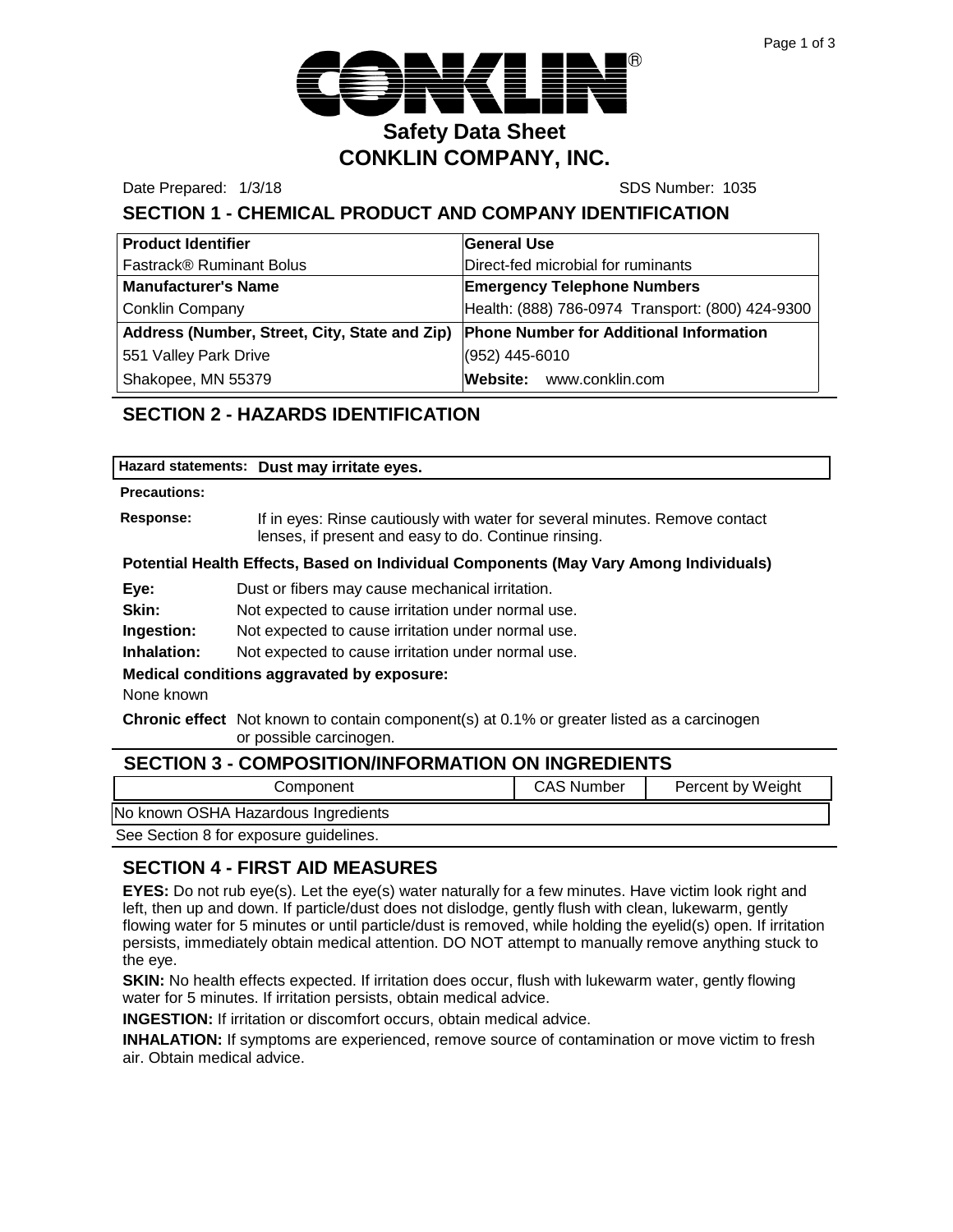# Safety Data Sheet
# CONKLIN COMPANY, INC.

Date Prepared: 1/3/18 SDS Number: 1035

## SECTION 1 - CHEMICAL PRODUCT AND COMPANY IDENTIFICATION

| Product Identifier | General Use |
|---|---|
| Fastrack® Ruminant Bolus | Direct-fed microbial for ruminants |
| **Manufacturer's Name** | **Emergency Telephone Numbers** |
| Conklin Company | Health: (888) 786-0974 Transport: (800) 424-9300 |
| **Address (Number, Street, City, State and Zip)** | **Phone Number for Additional Information** |
| 551 Valley Park Drive | (952) 445-6010 |
| Shakopee, MN 55379 | **Website:** www.conklin.com |

## SECTION 2 - HAZARDS IDENTIFICATION

**Hazard statements:** **Dust may irritate eyes.**

**Precautions:**

**Response:** If in eyes: Rinse cautiously with water for several minutes. Remove contact lenses, if present and easy to do. Continue rinsing.

**Potential Health Effects, Based on Individual Components (May Vary Among Individuals)**

**Eye:** Dust or fibers may cause mechanical irritation.

**Skin:** Not expected to cause irritation under normal use.

**Ingestion:** Not expected to cause irritation under normal use.

**Inhalation:** Not expected to cause irritation under normal use.

**Medical conditions aggravated by exposure:**

None known

**Chronic effect** Not known to contain component(s) at 0.1% or greater listed as a carcinogen or possible carcinogen.

## SECTION 3 - COMPOSITION/INFORMATION ON INGREDIENTS

| Component | CAS Number | Percent by Weight |
|---|---|---|
| No known OSHA Hazardous Ingredients | | |

See Section 8 for exposure guidelines.

## SECTION 4 - FIRST AID MEASURES

**EYES:** Do not rub eye(s). Let the eye(s) water naturally for a few minutes. Have victim look right and left, then up and down. If particle/dust does not dislodge, gently flush with clean, lukewarm, gently flowing water for 5 minutes or until particle/dust is removed, while holding the eyelid(s) open. If irritation persists, immediately obtain medical attention. DO NOT attempt to manually remove anything stuck to the eye.

**SKIN:** No health effects expected. If irritation does occur, flush with lukewarm water, gently flowing water for 5 minutes. If irritation persists, obtain medical advice.

**INGESTION:** If irritation or discomfort occurs, obtain medical advice.

**INHALATION:** If symptoms are experienced, remove source of contamination or move victim to fresh air. Obtain medical advice.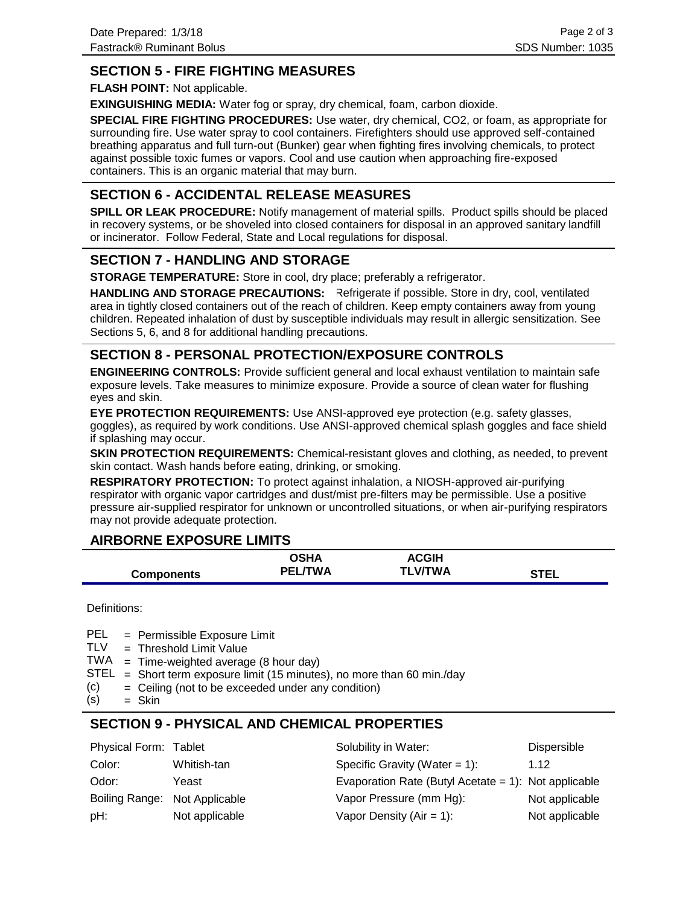## SECTION 5 - FIRE FIGHTING MEASURES

**FLASH POINT:** Not applicable.

**EXINGUISHING MEDIA:** Water fog or spray, dry chemical, foam, carbon dioxide.

**SPECIAL FIRE FIGHTING PROCEDURES:** Use water, dry chemical, CO2, or foam, as appropriate for surrounding fire. Use water spray to cool containers. Firefighters should use approved self-contained breathing apparatus and full turn-out (Bunker) gear when fighting fires involving chemicals, to protect against possible toxic fumes or vapors. Cool and use caution when approaching fire-exposed containers. This is an organic material that may burn.

## SECTION 6 - ACCIDENTAL RELEASE MEASURES

**SPILL OR LEAK PROCEDURE:** Notify management of material spills. Product spills should be placed in recovery systems, or be shoveled into closed containers for disposal in an approved sanitary landfill or incinerator. Follow Federal, State and Local regulations for disposal.

## SECTION 7 - HANDLING AND STORAGE

**STORAGE TEMPERATURE:** Store in cool, dry place; preferably a refrigerator.

**HANDLING AND STORAGE PRECAUTIONS:** Refrigerate if possible. Store in dry, cool, ventilated area in tightly closed containers out of the reach of children. Keep empty containers away from young children. Repeated inhalation of dust by susceptible individuals may result in allergic sensitization. See Sections 5, 6, and 8 for additional handling precautions.

## SECTION 8 - PERSONAL PROTECTION/EXPOSURE CONTROLS

**ENGINEERING CONTROLS:** Provide sufficient general and local exhaust ventilation to maintain safe exposure levels. Take measures to minimize exposure. Provide a source of clean water for flushing eyes and skin.

**EYE PROTECTION REQUIREMENTS:** Use ANSI-approved eye protection (e.g. safety glasses, goggles), as required by work conditions. Use ANSI-approved chemical splash goggles and face shield if splashing may occur.

**SKIN PROTECTION REQUIREMENTS:** Chemical-resistant gloves and clothing, as needed, to prevent skin contact. Wash hands before eating, drinking, or smoking.

**RESPIRATORY PROTECTION:** To protect against inhalation, a NIOSH-approved air-purifying respirator with organic vapor cartridges and dust/mist pre-filters may be permissible. Use a positive pressure air-supplied respirator for unknown or uncontrolled situations, or when air-purifying respirators may not provide adequate protection.

## AIRBORNE EXPOSURE LIMITS

| Components | OSHA PEL/TWA | ACGIH TLV/TWA | STEL |
|---|---|---|---|

Definitions:

PEL = Permissible Exposure Limit
TLV = Threshold Limit Value
TWA = Time-weighted average (8 hour day)
STEL = Short term exposure limit (15 minutes), no more than 60 min./day
(c) = Ceiling (not to be exceeded under any condition)
(s) = Skin

## SECTION 9 - PHYSICAL AND CHEMICAL PROPERTIES

| | | | |
|---|---|---|---|
| Physical Form: | Tablet | Solubility in Water: | Dispersible |
| Color: | Whitish-tan | Specific Gravity (Water = 1): | 1.12 |
| Odor: | Yeast | Evaporation Rate (Butyl Acetate = 1): | Not applicable |
| Boiling Range: | Not Applicable | Vapor Pressure (mm Hg): | Not applicable |
| pH: | Not applicable | Vapor Density (Air = 1): | Not applicable |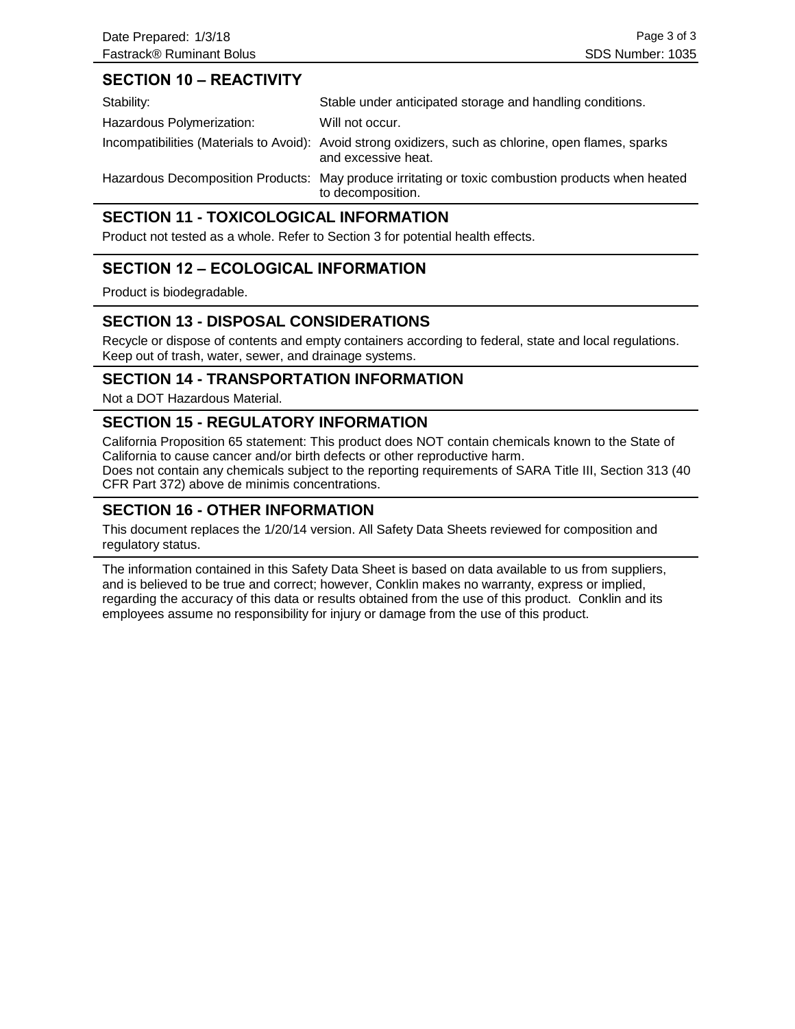## SECTION 10 – REACTIVITY

| | |
|---|---|
| Stability: | Stable under anticipated storage and handling conditions. |
| Hazardous Polymerization: | Will not occur. |
| Incompatibilities (Materials to Avoid): | Avoid strong oxidizers, such as chlorine, open flames, sparks and excessive heat. |
| Hazardous Decomposition Products: | May produce irritating or toxic combustion products when heated to decomposition. |

## SECTION 11 - TOXICOLOGICAL INFORMATION

Product not tested as a whole. Refer to Section 3 for potential health effects.

## SECTION 12 – ECOLOGICAL INFORMATION

Product is biodegradable.

## SECTION 13 - DISPOSAL CONSIDERATIONS

Recycle or dispose of contents and empty containers according to federal, state and local regulations. Keep out of trash, water, sewer, and drainage systems.

## SECTION 14 - TRANSPORTATION INFORMATION

Not a DOT Hazardous Material.

## SECTION 15 - REGULATORY INFORMATION

California Proposition 65 statement: This product does NOT contain chemicals known to the State of California to cause cancer and/or birth defects or other reproductive harm.
Does not contain any chemicals subject to the reporting requirements of SARA Title III, Section 313 (40 CFR Part 372) above de minimis concentrations.

## SECTION 16 - OTHER INFORMATION

This document replaces the 1/20/14 version. All Safety Data Sheets reviewed for composition and regulatory status.

The information contained in this Safety Data Sheet is based on data available to us from suppliers, and is believed to be true and correct; however, Conklin makes no warranty, express or implied, regarding the accuracy of this data or results obtained from the use of this product. Conklin and its employees assume no responsibility for injury or damage from the use of this product.